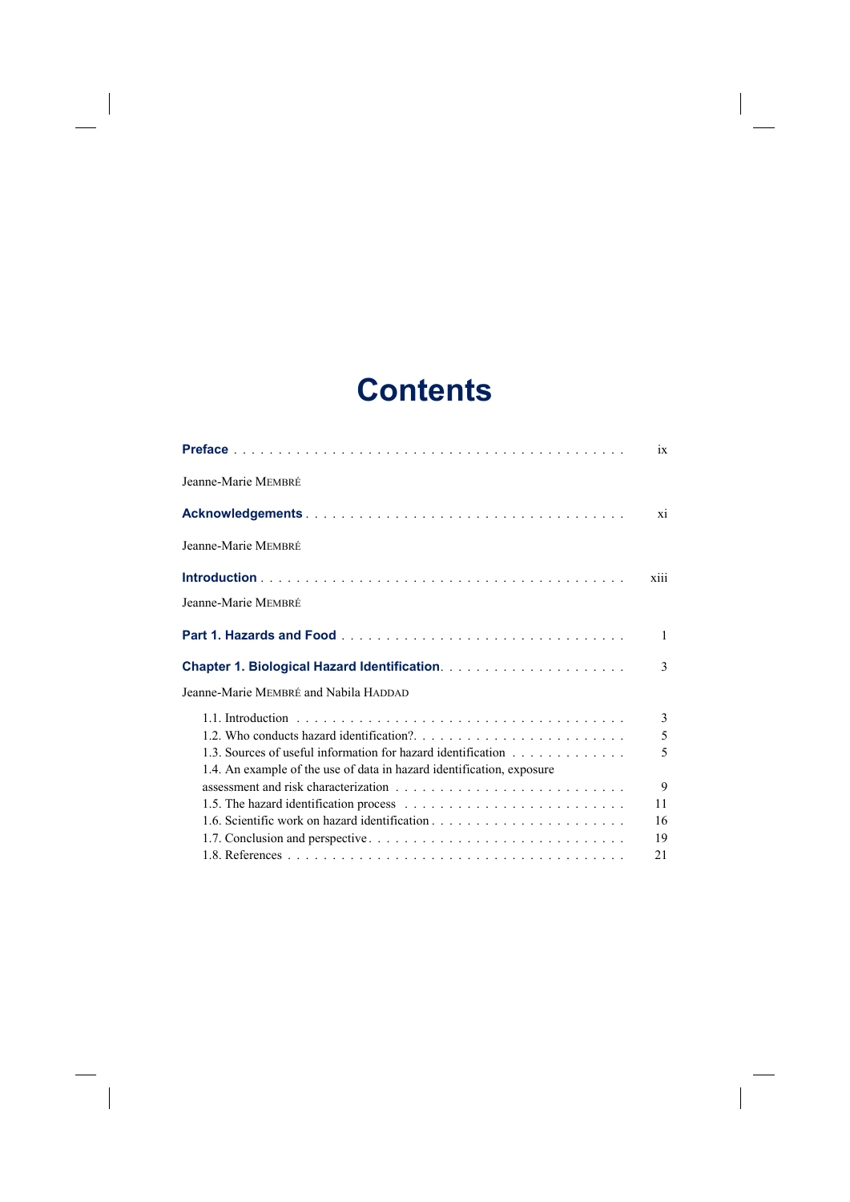# Contents

**Preface** . . . . . . . . . . . . . . . . . . . . . . . . . . . . . . . . . . . . . . . . . . . . ix

Jeanne-Marie MEMBRÉ

**Acknowledgements** . . . . . . . . . . . . . . . . . . . . . . . . . . . . . . . . . . . . xi

Jeanne-Marie MEMBRÉ

**Introduction** . . . . . . . . . . . . . . . . . . . . . . . . . . . . . . . . . . . . . . . . . xiii

Jeanne-Marie MEMBRÉ

**Part 1. Hazards and Food** . . . . . . . . . . . . . . . . . . . . . . . . . . . . . . . . 1

**Chapter 1. Biological Hazard Identification** . . . . . . . . . . . . . . . . . . . . . 3

Jeanne-Marie MEMBRÉ and Nabila HADDAD

1.1. Introduction . . . . . . . . . . . . . . . . . . . . . . . . . . . . . . . . . . . . . . 3
1.2. Who conducts hazard identification?. . . . . . . . . . . . . . . . . . . . . . . . 5
1.3. Sources of useful information for hazard identification . . . . . . . . . . . . . 5
1.4. An example of the use of data in hazard identification, exposure assessment and risk characterization . . . . . . . . . . . . . . . . . . . . . . . . . . 9
1.5. The hazard identification process . . . . . . . . . . . . . . . . . . . . . . . . . 11
1.6. Scientific work on hazard identification . . . . . . . . . . . . . . . . . . . . . . 16
1.7. Conclusion and perspective . . . . . . . . . . . . . . . . . . . . . . . . . . . . . 19
1.8. References . . . . . . . . . . . . . . . . . . . . . . . . . . . . . . . . . . . . . . 21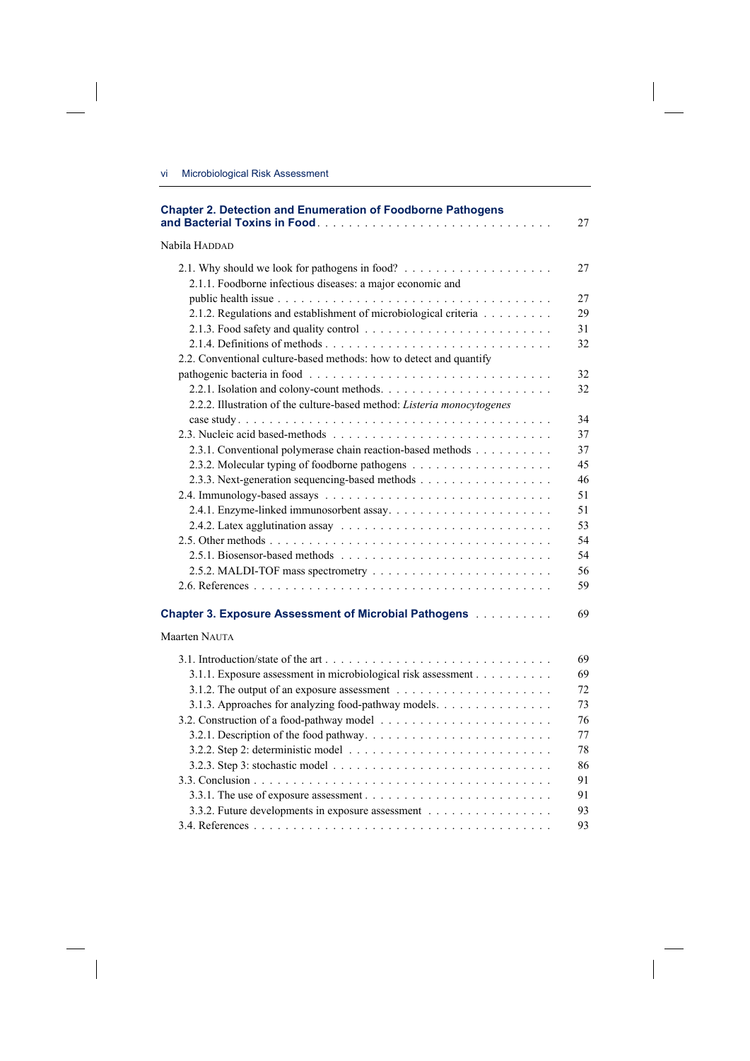**Chapter 2. Detection and Enumeration of Foodborne Pathogens and Bacterial Toxins in Food** . . . . . 27

Nabila HADDAD

2.1. Why should we look for pathogens in food? . . . . . 27
  2.1.1. Foodborne infectious diseases: a major economic and public health issue . . . . . 27
  2.1.2. Regulations and establishment of microbiological criteria . . . . . 29
  2.1.3. Food safety and quality control . . . . . 31
  2.1.4. Definitions of methods . . . . . 32
2.2. Conventional culture-based methods: how to detect and quantify pathogenic bacteria in food . . . . . 32
  2.2.1. Isolation and colony-count methods. . . . . . 32
  2.2.2. Illustration of the culture-based method: *Listeria monocytogenes* case study . . . . . 34
2.3. Nucleic acid based-methods . . . . . 37
  2.3.1. Conventional polymerase chain reaction-based methods . . . . . 37
  2.3.2. Molecular typing of foodborne pathogens . . . . . 45
  2.3.3. Next-generation sequencing-based methods . . . . . 46
2.4. Immunology-based assays . . . . . 51
  2.4.1. Enzyme-linked immunosorbent assay. . . . . . 51
  2.4.2. Latex agglutination assay . . . . . 53
2.5. Other methods . . . . . 54
  2.5.1. Biosensor-based methods . . . . . 54
  2.5.2. MALDI-TOF mass spectrometry . . . . . 56
2.6. References . . . . . 59

**Chapter 3. Exposure Assessment of Microbial Pathogens** . . . . . 69

Maarten NAUTA

3.1. Introduction/state of the art . . . . . 69
  3.1.1. Exposure assessment in microbiological risk assessment . . . . . 69
  3.1.2. The output of an exposure assessment . . . . . 72
  3.1.3. Approaches for analyzing food-pathway models. . . . . . 73
3.2. Construction of a food-pathway model . . . . . 76
  3.2.1. Description of the food pathway. . . . . . 77
  3.2.2. Step 2: deterministic model . . . . . 78
  3.2.3. Step 3: stochastic model . . . . . 86
3.3. Conclusion . . . . . 91
  3.3.1. The use of exposure assessment . . . . . 91
  3.3.2. Future developments in exposure assessment . . . . . 93
3.4. References . . . . . 93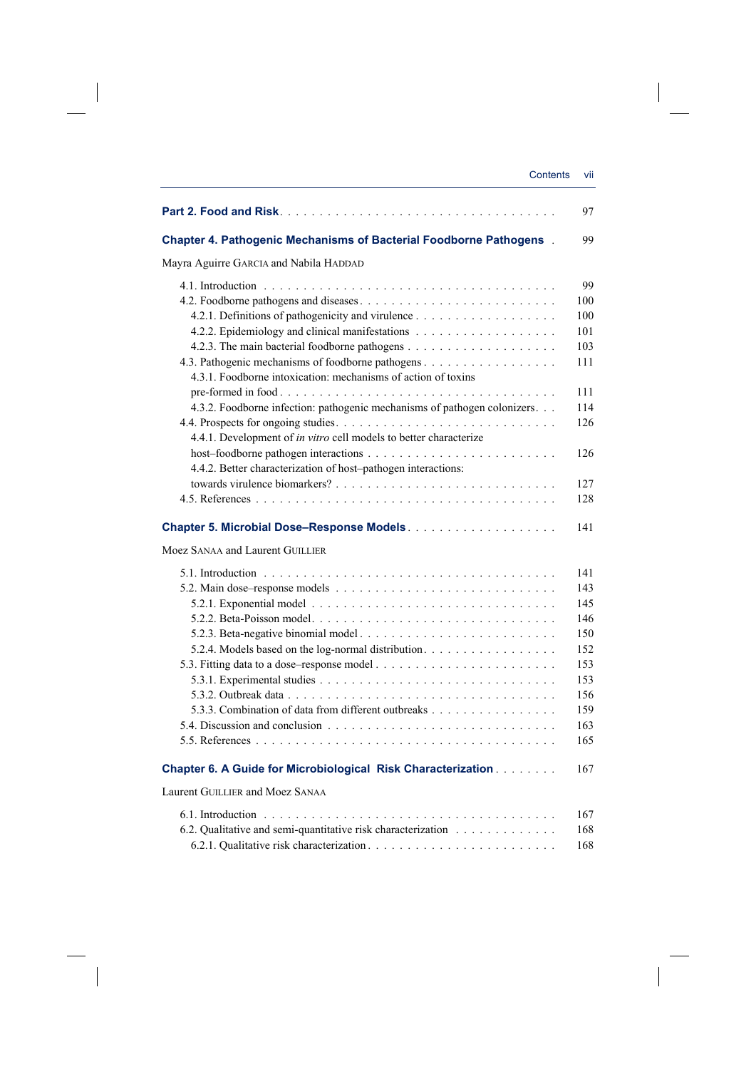**Part 2. Food and Risk** . . . . . . . . . . 97

**Chapter 4. Pathogenic Mechanisms of Bacterial Foodborne Pathogens** . 99

Mayra Aguirre GARCIA and Nabila HADDAD

4.1. Introduction . . . . . . . . . . 99
4.2. Foodborne pathogens and diseases . . . . . . . . . . 100
4.2.1. Definitions of pathogenicity and virulence . . . . . . . . . . 100
4.2.2. Epidemiology and clinical manifestations . . . . . . . . . . 101
4.2.3. The main bacterial foodborne pathogens . . . . . . . . . . 103
4.3. Pathogenic mechanisms of foodborne pathogens . . . . . . . . . . 111
4.3.1. Foodborne intoxication: mechanisms of action of toxins pre-formed in food . . . . . . . . . . 111
4.3.2. Foodborne infection: pathogenic mechanisms of pathogen colonizers . . . . . . . . . . 114
4.4. Prospects for ongoing studies . . . . . . . . . . 126
4.4.1. Development of *in vitro* cell models to better characterize host–foodborne pathogen interactions . . . . . . . . . . 126
4.4.2. Better characterization of host–pathogen interactions: towards virulence biomarkers? . . . . . . . . . . 127
4.5. References . . . . . . . . . . 128

**Chapter 5. Microbial Dose–Response Models** . . . . . . . . . . 141

Moez SANAA and Laurent GUILLIER

5.1. Introduction . . . . . . . . . . 141
5.2. Main dose–response models . . . . . . . . . . 143
5.2.1. Exponential model . . . . . . . . . . 145
5.2.2. Beta-Poisson model . . . . . . . . . . 146
5.2.3. Beta-negative binomial model . . . . . . . . . . 150
5.2.4. Models based on the log-normal distribution . . . . . . . . . . 152
5.3. Fitting data to a dose–response model . . . . . . . . . . 153
5.3.1. Experimental studies . . . . . . . . . . 153
5.3.2. Outbreak data . . . . . . . . . . 156
5.3.3. Combination of data from different outbreaks . . . . . . . . . . 159
5.4. Discussion and conclusion . . . . . . . . . . 163
5.5. References . . . . . . . . . . 165

**Chapter 6. A Guide for Microbiological Risk Characterization** . . . . . . . . . . 167

Laurent GUILLIER and Moez SANAA

6.1. Introduction . . . . . . . . . . 167
6.2. Qualitative and semi-quantitative risk characterization . . . . . . . . . . 168
6.2.1. Qualitative risk characterization . . . . . . . . . . 168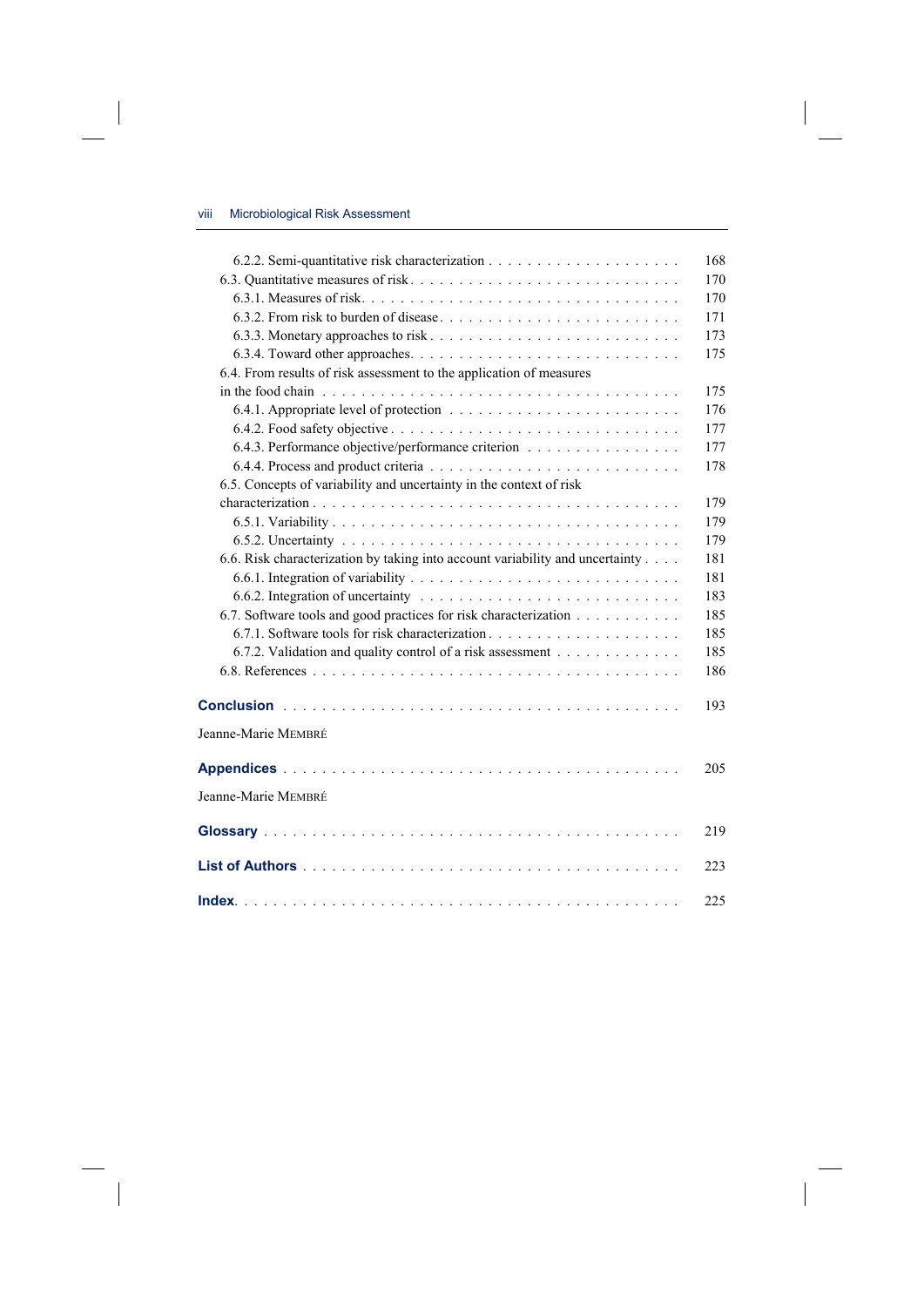6.2.2. Semi-quantitative risk characterization . . . . . . . . . . . . . . . . . . . . 168

6.3. Quantitative measures of risk . . . . . . . . . . . . . . . . . . . . . . . . . . . . 170

6.3.1. Measures of risk . . . . . . . . . . . . . . . . . . . . . . . . . . . . . . 170

6.3.2. From risk to burden of disease . . . . . . . . . . . . . . . . . . . . . . . . 171

6.3.3. Monetary approaches to risk . . . . . . . . . . . . . . . . . . . . . . . . . 173

6.3.4. Toward other approaches . . . . . . . . . . . . . . . . . . . . . . . . . . 175

6.4. From results of risk assessment to the application of measures in the food chain . . . . . . . . . . . . . . . . . . . . . . . . . . . . . . . . . 175

6.4.1. Appropriate level of protection . . . . . . . . . . . . . . . . . . . . . . . 176

6.4.2. Food safety objective . . . . . . . . . . . . . . . . . . . . . . . . . . . . 177

6.4.3. Performance objective/performance criterion . . . . . . . . . . . . . . . 177

6.4.4. Process and product criteria . . . . . . . . . . . . . . . . . . . . . . . . . 178

6.5. Concepts of variability and uncertainty in the context of risk characterization . . . . . . . . . . . . . . . . . . . . . . . . . . . . . . . . . . . . 179

6.5.1. Variability . . . . . . . . . . . . . . . . . . . . . . . . . . . . . . . . . 179

6.5.2. Uncertainty . . . . . . . . . . . . . . . . . . . . . . . . . . . . . . . . . 179

6.6. Risk characterization by taking into account variability and uncertainty . . . . 181

6.6.1. Integration of variability . . . . . . . . . . . . . . . . . . . . . . . . . . . 181

6.6.2. Integration of uncertainty . . . . . . . . . . . . . . . . . . . . . . . . . . 183

6.7. Software tools and good practices for risk characterization . . . . . . . . . . . 185

6.7.1. Software tools for risk characterization . . . . . . . . . . . . . . . . . . . 185

6.7.2. Validation and quality control of a risk assessment . . . . . . . . . . . . . 185

6.8. References . . . . . . . . . . . . . . . . . . . . . . . . . . . . . . . . . . . . 186

**Conclusion** . . . . . . . . . . . . . . . . . . . . . . . . . . . . . . . . . . . . . 193

Jeanne-Marie MEMBRÉ

**Appendices** . . . . . . . . . . . . . . . . . . . . . . . . . . . . . . . . . . . . . 205

Jeanne-Marie MEMBRÉ

**Glossary** . . . . . . . . . . . . . . . . . . . . . . . . . . . . . . . . . . . . . . 219

**List of Authors** . . . . . . . . . . . . . . . . . . . . . . . . . . . . . . . . . . . 223

**Index** . . . . . . . . . . . . . . . . . . . . . . . . . . . . . . . . . . . . . . . . 225